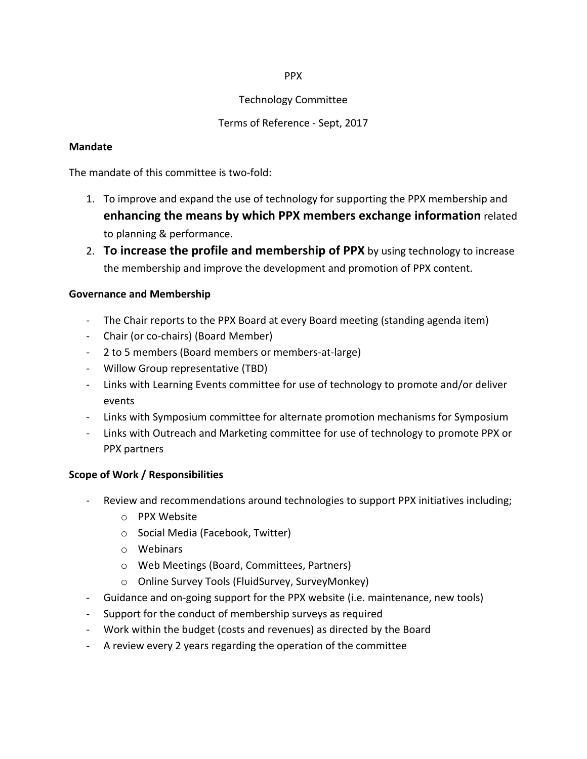PPX

Technology Committee

Terms of Reference - Sept, 2017

**Mandate**

The mandate of this committee is two-fold:

1. To improve and expand the use of technology for supporting the PPX membership and **enhancing the means by which PPX members exchange information** related to planning & performance.
2. **To increase the profile and membership of PPX** by using technology to increase the membership and improve the development and promotion of PPX content.

**Governance and Membership**

- The Chair reports to the PPX Board at every Board meeting (standing agenda item)
- Chair (or co-chairs) (Board Member)
- 2 to 5 members (Board members or members-at-large)
- Willow Group representative (TBD)
- Links with Learning Events committee for use of technology to promote and/or deliver events
- Links with Symposium committee for alternate promotion mechanisms for Symposium
- Links with Outreach and Marketing committee for use of technology to promote PPX or PPX partners

**Scope of Work / Responsibilities**

- Review and recommendations around technologies to support PPX initiatives including;
  - PPX Website
  - Social Media (Facebook, Twitter)
  - Webinars
  - Web Meetings (Board, Committees, Partners)
  - Online Survey Tools (FluidSurvey, SurveyMonkey)
- Guidance and on-going support for the PPX website (i.e. maintenance, new tools)
- Support for the conduct of membership surveys as required
- Work within the budget (costs and revenues) as directed by the Board
- A review every 2 years regarding the operation of the committee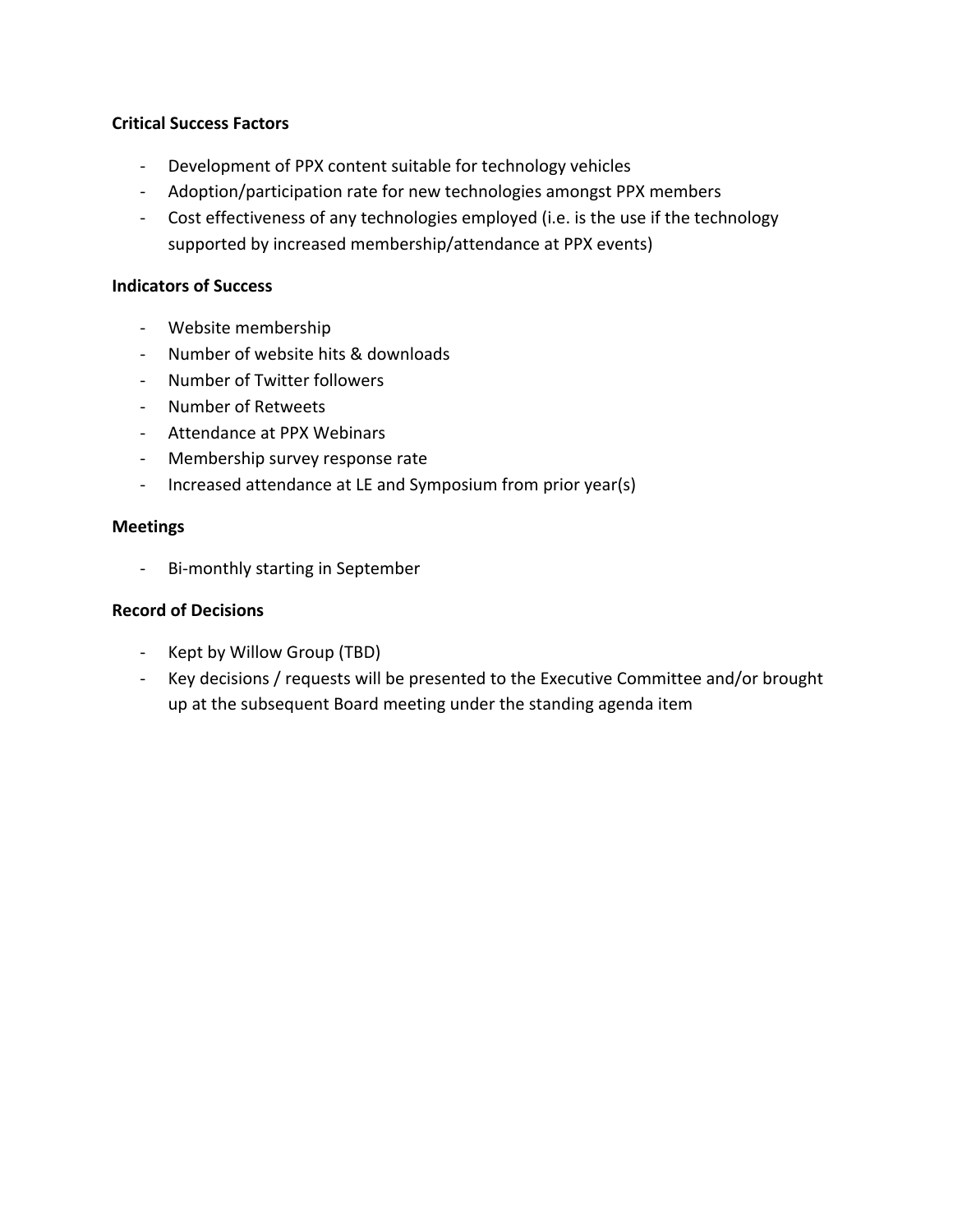**Critical Success Factors**

- Development of PPX content suitable for technology vehicles
- Adoption/participation rate for new technologies amongst PPX members
- Cost effectiveness of any technologies employed (i.e. is the use if the technology supported by increased membership/attendance at PPX events)

**Indicators of Success**

- Website membership
- Number of website hits & downloads
- Number of Twitter followers
- Number of Retweets
- Attendance at PPX Webinars
- Membership survey response rate
- Increased attendance at LE and Symposium from prior year(s)

**Meetings**

- Bi-monthly starting in September

**Record of Decisions**

- Kept by Willow Group (TBD)
- Key decisions / requests will be presented to the Executive Committee and/or brought up at the subsequent Board meeting under the standing agenda item